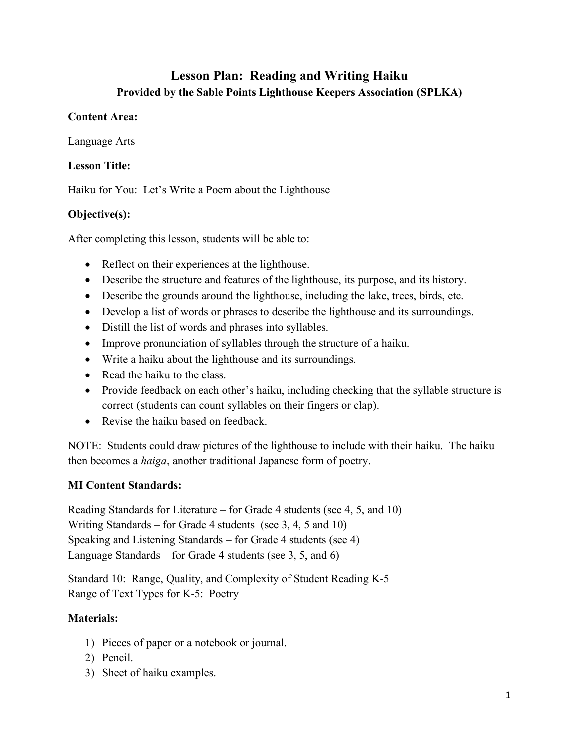# Lesson Plan: Reading and Writing Haiku

## Provided by the Sable Points Lighthouse Keepers Association (SPLKA)

**Content Area:**

Language Arts

**Lesson Title:**

Haiku for You: Let's Write a Poem about the Lighthouse

**Objective(s):**

After completing this lesson, students will be able to:

- Reflect on their experiences at the lighthouse.
- Describe the structure and features of the lighthouse, its purpose, and its history.
- Describe the grounds around the lighthouse, including the lake, trees, birds, etc.
- Develop a list of words or phrases to describe the lighthouse and its surroundings.
- Distill the list of words and phrases into syllables.
- Improve pronunciation of syllables through the structure of a haiku.
- Write a haiku about the lighthouse and its surroundings.
- Read the haiku to the class.
- Provide feedback on each other's haiku, including checking that the syllable structure is correct (students can count syllables on their fingers or clap).
- Revise the haiku based on feedback.

NOTE: Students could draw pictures of the lighthouse to include with their haiku. The haiku then becomes a *haiga*, another traditional Japanese form of poetry.

**MI Content Standards:**

Reading Standards for Literature – for Grade 4 students (see 4, 5, and <u>10</u>)
Writing Standards – for Grade 4 students (see 3, 4, 5 and 10)
Speaking and Listening Standards – for Grade 4 students (see 4)
Language Standards – for Grade 4 students (see 3, 5, and 6)

Standard 10: Range, Quality, and Complexity of Student Reading K-5
Range of Text Types for K-5: <u>Poetry</u>

**Materials:**

1) Pieces of paper or a notebook or journal.
2) Pencil.
3) Sheet of haiku examples.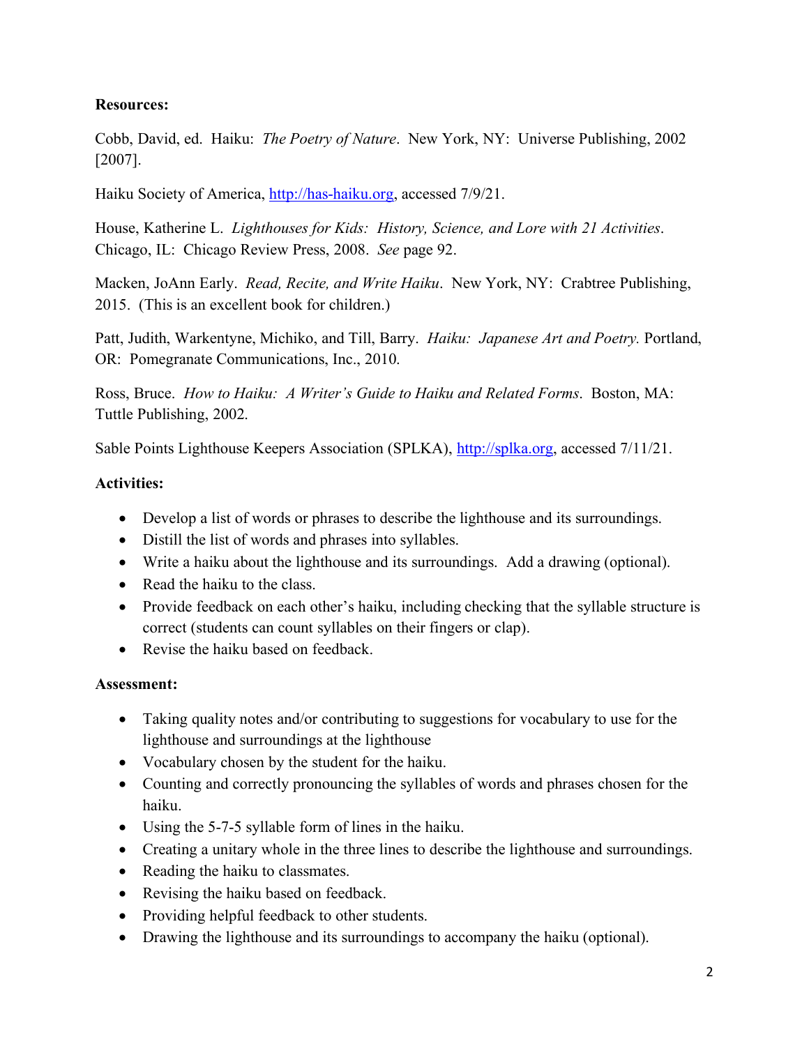**Resources:**

Cobb, David, ed. Haiku: *The Poetry of Nature*. New York, NY: Universe Publishing, 2002 [2007].

Haiku Society of America, http://has-haiku.org, accessed 7/9/21.

House, Katherine L. *Lighthouses for Kids: History, Science, and Lore with 21 Activities*. Chicago, IL: Chicago Review Press, 2008. *See* page 92.

Macken, JoAnn Early. *Read, Recite, and Write Haiku*. New York, NY: Crabtree Publishing, 2015. (This is an excellent book for children.)

Patt, Judith, Warkentyne, Michiko, and Till, Barry. *Haiku: Japanese Art and Poetry.* Portland, OR: Pomegranate Communications, Inc., 2010.

Ross, Bruce. *How to Haiku: A Writer's Guide to Haiku and Related Forms*. Boston, MA: Tuttle Publishing, 2002.

Sable Points Lighthouse Keepers Association (SPLKA), http://splka.org, accessed 7/11/21.

**Activities:**

- Develop a list of words or phrases to describe the lighthouse and its surroundings.
- Distill the list of words and phrases into syllables.
- Write a haiku about the lighthouse and its surroundings. Add a drawing (optional).
- Read the haiku to the class.
- Provide feedback on each other's haiku, including checking that the syllable structure is correct (students can count syllables on their fingers or clap).
- Revise the haiku based on feedback.

**Assessment:**

- Taking quality notes and/or contributing to suggestions for vocabulary to use for the lighthouse and surroundings at the lighthouse
- Vocabulary chosen by the student for the haiku.
- Counting and correctly pronouncing the syllables of words and phrases chosen for the haiku.
- Using the 5-7-5 syllable form of lines in the haiku.
- Creating a unitary whole in the three lines to describe the lighthouse and surroundings.
- Reading the haiku to classmates.
- Revising the haiku based on feedback.
- Providing helpful feedback to other students.
- Drawing the lighthouse and its surroundings to accompany the haiku (optional).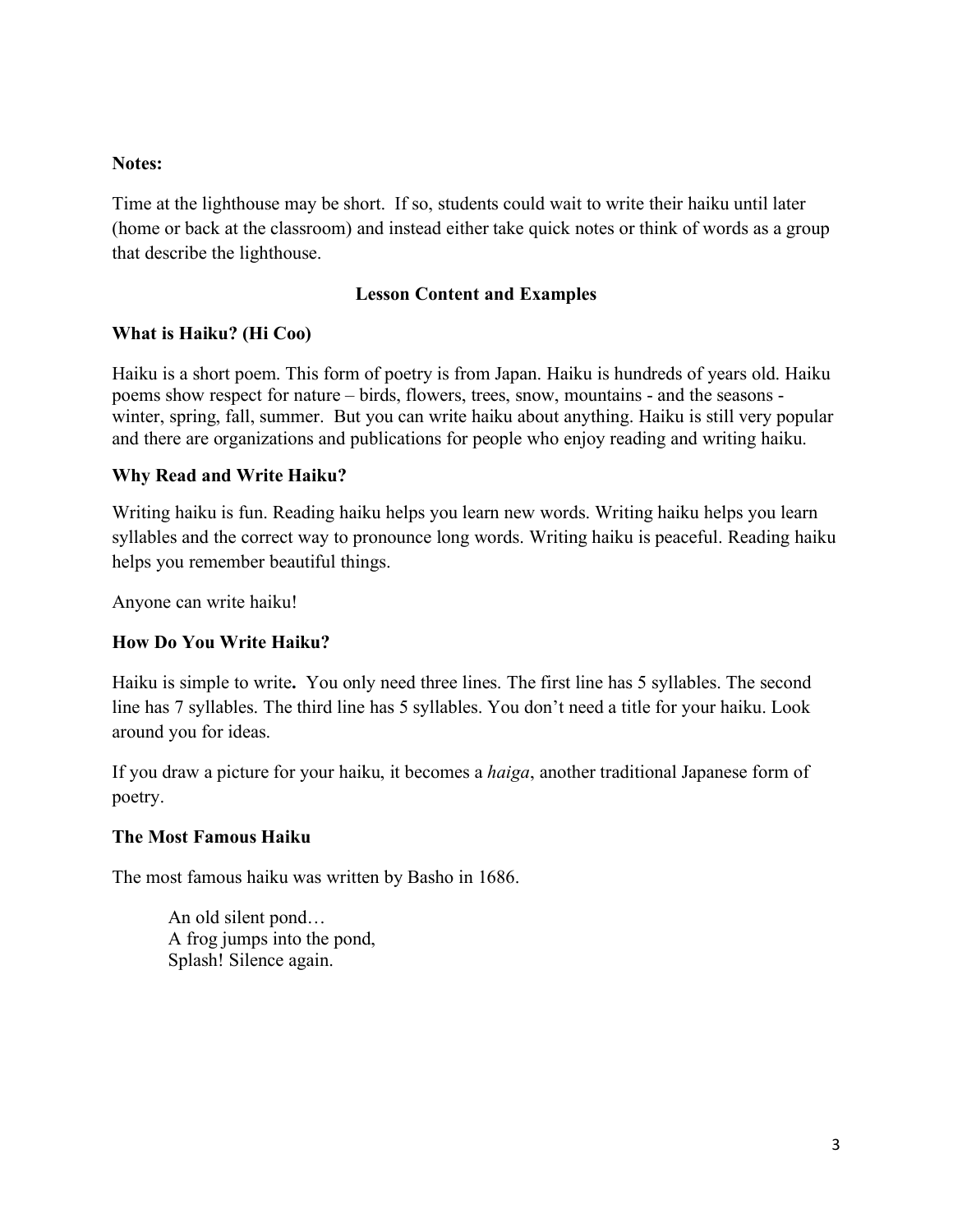**Notes:**

Time at the lighthouse may be short. If so, students could wait to write their haiku until later (home or back at the classroom) and instead either take quick notes or think of words as a group that describe the lighthouse.

## Lesson Content and Examples

### What is Haiku? (Hi Coo)

Haiku is a short poem. This form of poetry is from Japan. Haiku is hundreds of years old. Haiku poems show respect for nature – birds, flowers, trees, snow, mountains - and the seasons - winter, spring, fall, summer. But you can write haiku about anything. Haiku is still very popular and there are organizations and publications for people who enjoy reading and writing haiku.

### Why Read and Write Haiku?

Writing haiku is fun. Reading haiku helps you learn new words. Writing haiku helps you learn syllables and the correct way to pronounce long words. Writing haiku is peaceful. Reading haiku helps you remember beautiful things.

Anyone can write haiku!

### How Do You Write Haiku?

Haiku is simple to write**.** You only need three lines. The first line has 5 syllables. The second line has 7 syllables. The third line has 5 syllables. You don't need a title for your haiku. Look around you for ideas.

If you draw a picture for your haiku, it becomes a *haiga*, another traditional Japanese form of poetry.

### The Most Famous Haiku

The most famous haiku was written by Basho in 1686.

> An old silent pond…
> A frog jumps into the pond,
> Splash! Silence again.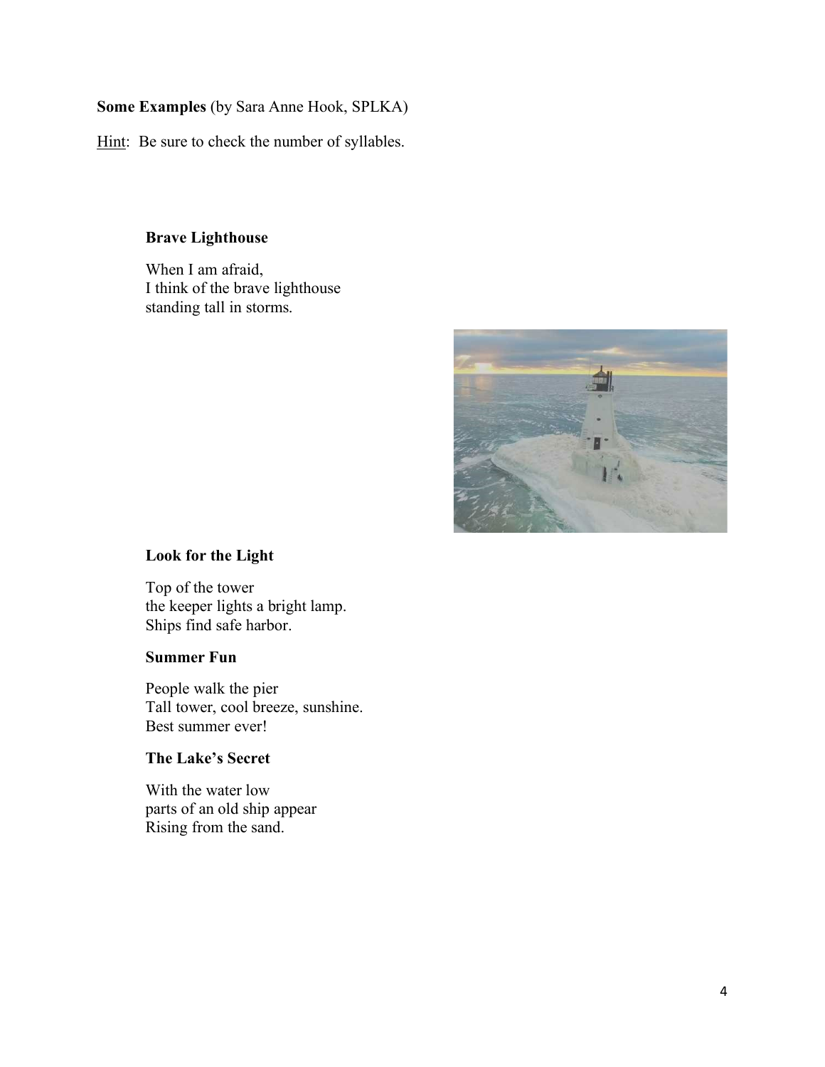**Some Examples** (by Sara Anne Hook, SPLKA)

Hint: Be sure to check the number of syllables.

**Brave Lighthouse**

When I am afraid,
I think of the brave lighthouse
standing tall in storms.

**Look for the Light**

Top of the tower
the keeper lights a bright lamp.
Ships find safe harbor.

**Summer Fun**

People walk the pier
Tall tower, cool breeze, sunshine.
Best summer ever!

**The Lake's Secret**

With the water low
parts of an old ship appear
Rising from the sand.